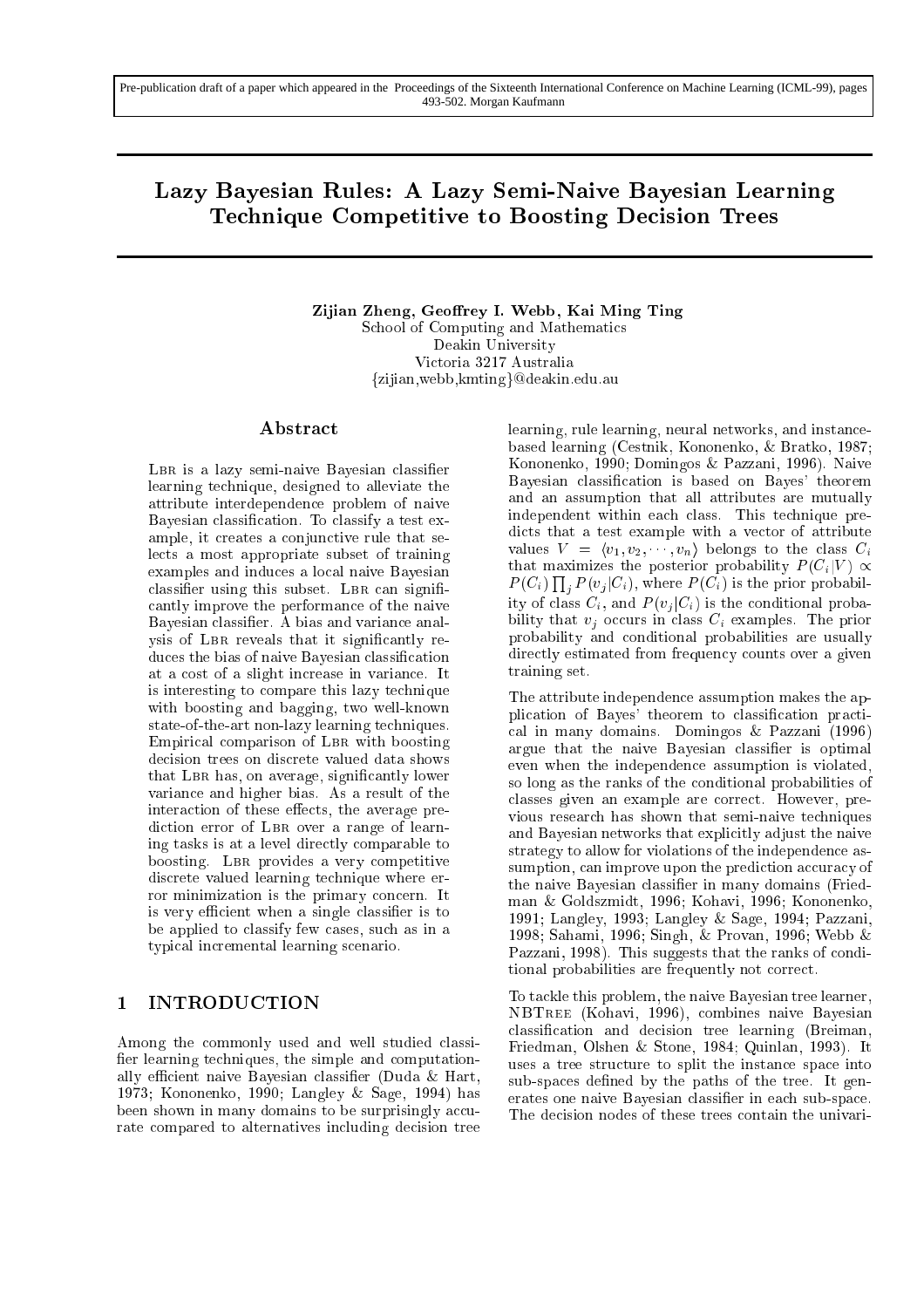Pre-publication draft of a paper which appeared in the Proceedings of the Sixteenth International Conference on Machine Learning (ICML-99), pages 493-502. Morgan Kaufmann

# Lazy Bayesian Rules: A Lazy Semi-Naive Bayesian Learning Technique Competitive to Boosting Decision Trees

**Zijian Zheng, Geoffrey I. Webb, Kai Ming Ting**
School of Computing and Mathematics
Deakin University
Victoria 3217 Australia
{zijian,webb,kmting}@deakin.edu.au

## Abstract

LBR is a lazy semi-naive Bayesian classifier learning technique, designed to alleviate the attribute interdependence problem of naive Bayesian classification. To classify a test example, it creates a conjunctive rule that selects a most appropriate subset of training examples and induces a local naive Bayesian classifier using this subset. LBR can significantly improve the performance of the naive Bayesian classifier. A bias and variance analysis of LBR reveals that it significantly reduces the bias of naive Bayesian classification at a cost of a slight increase in variance. It is interesting to compare this lazy technique with boosting and bagging, two well-known state-of-the-art non-lazy learning techniques. Empirical comparison of LBR with boosting decision trees on discrete valued data shows that LBR has, on average, significantly lower variance and higher bias. As a result of the interaction of these effects, the average prediction error of LBR over a range of learning tasks is at a level directly comparable to boosting. LBR provides a very competitive discrete valued learning technique where error minimization is the primary concern. It is very efficient when a single classifier is to be applied to classify few cases, such as in a typical incremental learning scenario.

## 1 INTRODUCTION

Among the commonly used and well studied classifier learning techniques, the simple and computationally efficient naive Bayesian classifier (Duda & Hart, 1973; Kononenko, 1990; Langley & Sage, 1994) has been shown in many domains to be surprisingly accurate compared to alternatives including decision tree learning, rule learning, neural networks, and instance-based learning (Cestnik, Kononenko, & Bratko, 1987; Kononenko, 1990; Domingos & Pazzani, 1996). Naive Bayesian classification is based on Bayes' theorem and an assumption that all attributes are mutually independent within each class. This technique predicts that a test example with a vector of attribute values $V = \langle v_1, v_2, \cdots, v_n \rangle$ belongs to the class $C_i$ that maximizes the posterior probability $P(C_i|V) \propto P(C_i) \prod_j P(v_j|C_i)$, where $P(C_i)$ is the prior probability of class $C_i$, and $P(v_j|C_i)$ is the conditional probability that $v_j$ occurs in class $C_i$ examples. The prior probability and conditional probabilities are usually directly estimated from frequency counts over a given training set.

The attribute independence assumption makes the application of Bayes' theorem to classification practical in many domains. Domingos & Pazzani (1996) argue that the naive Bayesian classifier is optimal even when the independence assumption is violated, so long as the ranks of the conditional probabilities of classes given an example are correct. However, previous research has shown that semi-naive techniques and Bayesian networks that explicitly adjust the naive strategy to allow for violations of the independence assumption, can improve upon the prediction accuracy of the naive Bayesian classifier in many domains (Friedman & Goldszmidt, 1996; Kohavi, 1996; Kononenko, 1991; Langley, 1993; Langley & Sage, 1994; Pazzani, 1998; Sahami, 1996; Singh, & Provan, 1996; Webb & Pazzani, 1998). This suggests that the ranks of conditional probabilities are frequently not correct.

To tackle this problem, the naive Bayesian tree learner, NBTREE (Kohavi, 1996), combines naive Bayesian classification and decision tree learning (Breiman, Friedman, Olshen & Stone, 1984; Quinlan, 1993). It uses a tree structure to split the instance space into sub-spaces defined by the paths of the tree. It generates one naive Bayesian classifier in each sub-space. The decision nodes of these trees contain the univari-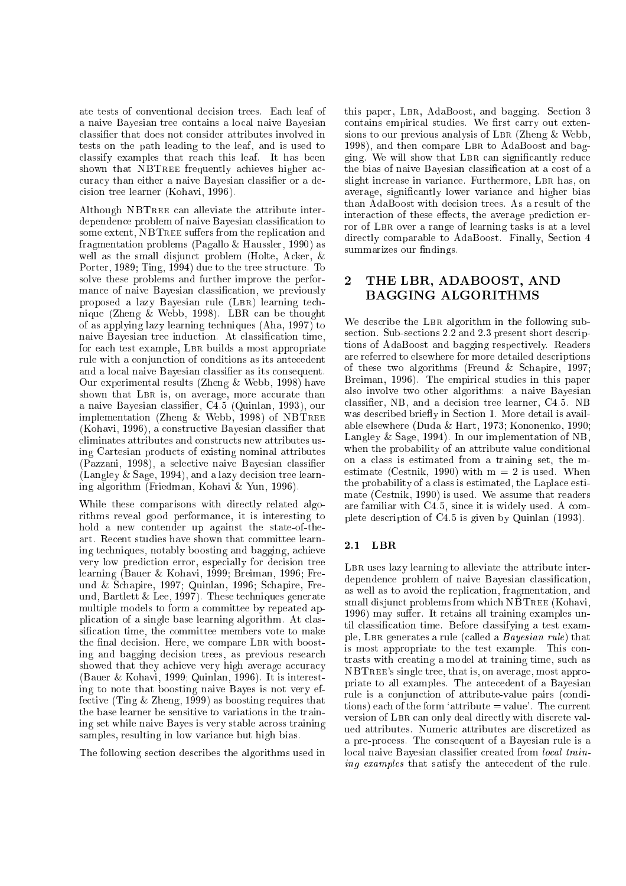ate tests of conventional decision trees. Each leaf of a naive Bayesian tree contains a local naive Bayesian classifier that does not consider attributes involved in tests on the path leading to the leaf, and is used to classify examples that reach this leaf. It has been shown that NBTree frequently achieves higher accuracy than either a naive Bayesian classifier or a decision tree learner (Kohavi, 1996).

Although NBTree can alleviate the attribute interdependence problem of naive Bayesian classification to some extent, NBTree suffers from the replication and fragmentation problems (Pagallo & Haussler, 1990) as well as the small disjunct problem (Holte, Acker, & Porter, 1989; Ting, 1994) due to the tree structure. To solve these problems and further improve the performance of naive Bayesian classification, we previously proposed a lazy Bayesian rule (Lbr) learning technique (Zheng & Webb, 1998). LBR can be thought of as applying lazy learning techniques (Aha, 1997) to naive Bayesian tree induction. At classification time, for each test example, Lbr builds a most appropriate rule with a conjunction of conditions as its antecedent and a local naive Bayesian classifier as its consequent. Our experimental results (Zheng & Webb, 1998) have shown that Lbr is, on average, more accurate than a naive Bayesian classifier, C4.5 (Quinlan, 1993), our implementation (Zheng & Webb, 1998) of NBTree (Kohavi, 1996), a constructive Bayesian classifier that eliminates attributes and constructs new attributes using Cartesian products of existing nominal attributes (Pazzani, 1998), a selective naive Bayesian classifier (Langley & Sage, 1994), and a lazy decision tree learning algorithm (Friedman, Kohavi & Yun, 1996).

While these comparisons with directly related algorithms reveal good performance, it is interesting to hold a new contender up against the state-of-the-art. Recent studies have shown that committee learning techniques, notably boosting and bagging, achieve very low prediction error, especially for decision tree learning (Bauer & Kohavi, 1999; Breiman, 1996; Freund & Schapire, 1997; Quinlan, 1996; Schapire, Freund, Bartlett & Lee, 1997). These techniques generate multiple models to form a committee by repeated application of a single base learning algorithm. At classification time, the committee members vote to make the final decision. Here, we compare Lbr with boosting and bagging decision trees, as previous research showed that they achieve very high average accuracy (Bauer & Kohavi, 1999; Quinlan, 1996). It is interesting to note that boosting naive Bayes is not very effective (Ting & Zheng, 1999) as boosting requires that the base learner be sensitive to variations in the training set while naive Bayes is very stable across training samples, resulting in low variance but high bias.

The following section describes the algorithms used in this paper, Lbr, AdaBoost, and bagging. Section 3 contains empirical studies. We first carry out extensions to our previous analysis of Lbr (Zheng & Webb, 1998), and then compare Lbr to AdaBoost and bagging. We will show that Lbr can significantly reduce the bias of naive Bayesian classification at a cost of a slight increase in variance. Furthermore, Lbr has, on average, significantly lower variance and higher bias than AdaBoost with decision trees. As a result of the interaction of these effects, the average prediction error of Lbr over a range of learning tasks is at a level directly comparable to AdaBoost. Finally, Section 4 summarizes our findings.

## 2 THE LBR, ADABOOST, AND BAGGING ALGORITHMS

We describe the Lbr algorithm in the following subsection. Sub-sections 2.2 and 2.3 present short descriptions of AdaBoost and bagging respectively. Readers are referred to elsewhere for more detailed descriptions of these two algorithms (Freund & Schapire, 1997; Breiman, 1996). The empirical studies in this paper also involve two other algorithms: a naive Bayesian classifier, NB, and a decision tree learner, C4.5. NB was described briefly in Section 1. More detail is available elsewhere (Duda & Hart, 1973; Kononenko, 1990; Langley & Sage, 1994). In our implementation of NB, when the probability of an attribute value conditional on a class is estimated from a training set, the m-estimate (Cestnik, 1990) with m = 2 is used. When the probability of a class is estimated, the Laplace estimate (Cestnik, 1990) is used. We assume that readers are familiar with C4.5, since it is widely used. A complete description of C4.5 is given by Quinlan (1993).

### 2.1 LBR

Lbr uses lazy learning to alleviate the attribute interdependence problem of naive Bayesian classification, as well as to avoid the replication, fragmentation, and small disjunct problems from which NBTree (Kohavi, 1996) may suffer. It retains all training examples until classification time. Before classifying a test example, Lbr generates a rule (called a *Bayesian rule*) that is most appropriate to the test example. This contrasts with creating a model at training time, such as NBTree's single tree, that is, on average, most appropriate to all examples. The antecedent of a Bayesian rule is a conjunction of attribute-value pairs (conditions) each of the form 'attribute = value'. The current version of Lbr can only deal directly with discrete valued attributes. Numeric attributes are discretized as a pre-process. The consequent of a Bayesian rule is a local naive Bayesian classifier created from *local training examples* that satisfy the antecedent of the rule.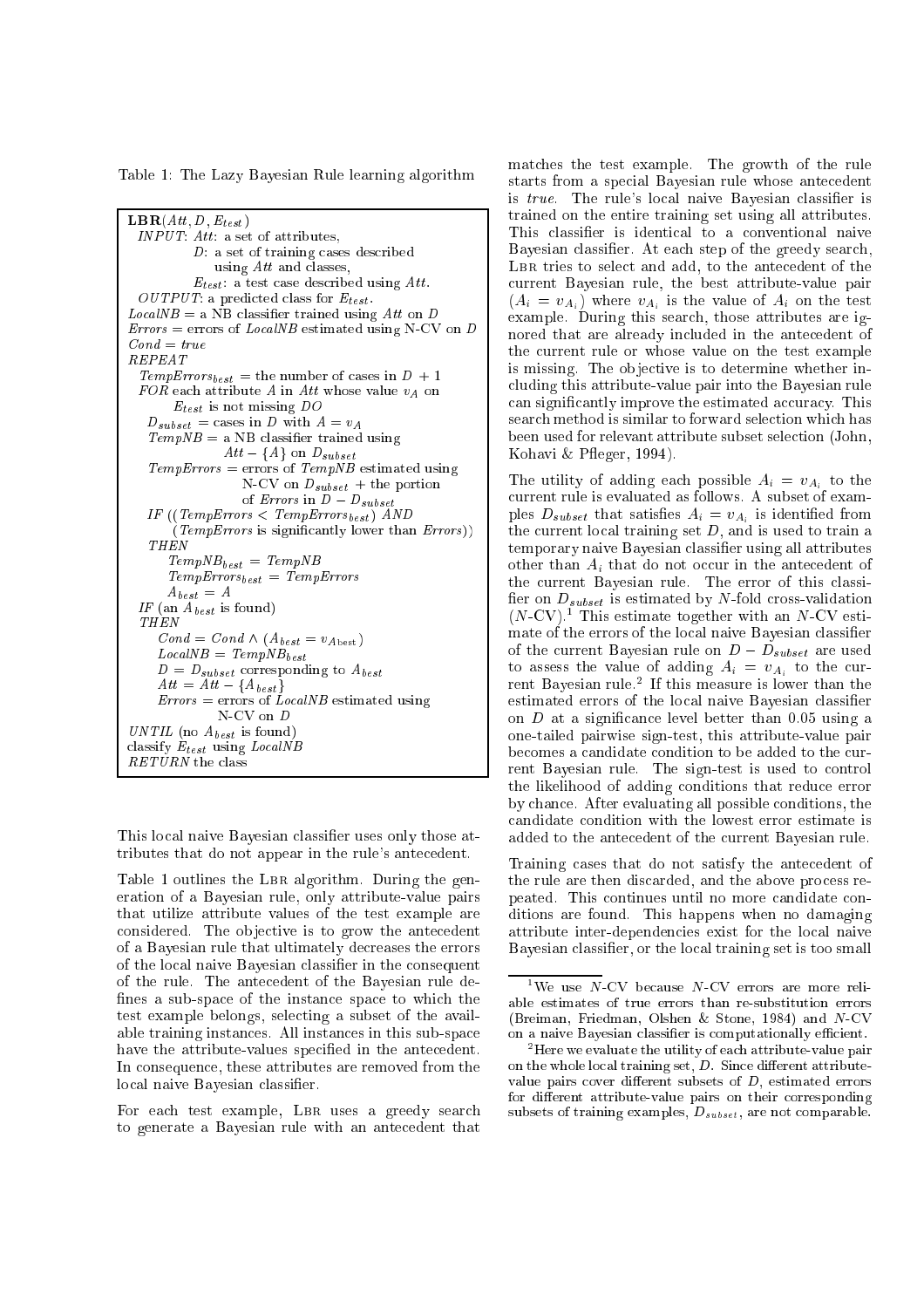Table 1: The Lazy Bayesian Rule learning algorithm

```
LBR(Att, D, E_test)
  INPUT: Att: a set of attributes,
         D: a set of training cases described
            using Att and classes,
         E_test: a test case described using Att.
  OUTPUT: a predicted class for E_test.
LocalNB = a NB classifier trained using Att on D
Errors = errors of LocalNB estimated using N-CV on D
Cond = true
REPEAT
  TempErrors_best = the number of cases in D + 1
  FOR each attribute A in Att whose value v_A on
        E_test is not missing DO
    D_subset = cases in D with A = v_A
    TempNB = a NB classifier trained using
               Att − {A} on D_subset
    TempErrors = errors of TempNB estimated using
                 N-CV on D_subset + the portion
                 of Errors in D − D_subset
    IF ((TempErrors < TempErrors_best) AND
        (TempErrors is significantly lower than Errors))
    THEN
        TempNB_best = TempNB
        TempErrors_best = TempErrors
        A_best = A
  IF (an A_best is found)
  THEN
      Cond = Cond ∧ (A_best = v_Abest)
      LocalNB = TempNB_best
      D = D_subset corresponding to A_best
      Att = Att − {A_best}
      Errors = errors of LocalNB estimated using
               N-CV on D
UNTIL (no A_best is found)
classify E_test using LocalNB
RETURN the class
```

This local naive Bayesian classifier uses only those attributes that do not appear in the rule's antecedent.

Table 1 outlines the LBR algorithm. During the generation of a Bayesian rule, only attribute-value pairs that utilize attribute values of the test example are considered. The objective is to grow the antecedent of a Bayesian rule that ultimately decreases the errors of the local naive Bayesian classifier in the consequent of the rule. The antecedent of the Bayesian rule defines a sub-space of the instance space to which the test example belongs, selecting a subset of the available training instances. All instances in this sub-space have the attribute-values specified in the antecedent. In consequence, these attributes are removed from the local naive Bayesian classifier.

For each test example, LBR uses a greedy search to generate a Bayesian rule with an antecedent that matches the test example. The growth of the rule starts from a special Bayesian rule whose antecedent is *true*. The rule's local naive Bayesian classifier is trained on the entire training set using all attributes. This classifier is identical to a conventional naive Bayesian classifier. At each step of the greedy search, LBR tries to select and add, to the antecedent of the current Bayesian rule, the best attribute-value pair $(A_i = v_{A_i})$ where $v_{A_i}$ is the value of $A_i$ on the test example. During this search, those attributes are ignored that are already included in the antecedent of the current rule or whose value on the test example is missing. The objective is to determine whether including this attribute-value pair into the Bayesian rule can significantly improve the estimated accuracy. This search method is similar to forward selection which has been used for relevant attribute subset selection (John, Kohavi & Pfleger, 1994).

The utility of adding each possible $A_i = v_{A_i}$ to the current rule is evaluated as follows. A subset of examples $D_{subset}$ that satisfies $A_i = v_{A_i}$ is identified from the current local training set $D$, and is used to train a temporary naive Bayesian classifier using all attributes other than $A_i$ that do not occur in the antecedent of the current Bayesian rule. The error of this classifier on $D_{subset}$ is estimated by $N$-fold cross-validation ($N$-CV).[1] This estimate together with an $N$-CV estimate of the errors of the local naive Bayesian classifier of the current Bayesian rule on $D - D_{subset}$ are used to assess the value of adding $A_i = v_{A_i}$ to the current Bayesian rule.[2] If this measure is lower than the estimated errors of the local naive Bayesian classifier on $D$ at a significance level better than 0.05 using a one-tailed pairwise sign-test, this attribute-value pair becomes a candidate condition to be added to the current Bayesian rule. The sign-test is used to control the likelihood of adding conditions that reduce error by chance. After evaluating all possible conditions, the candidate condition with the lowest error estimate is added to the antecedent of the current Bayesian rule.

Training cases that do not satisfy the antecedent of the rule are then discarded, and the above process repeated. This continues until no more candidate conditions are found. This happens when no damaging attribute inter-dependencies exist for the local naive Bayesian classifier, or the local training set is too small

[1] We use $N$-CV because $N$-CV errors are more reliable estimates of true errors than re-substitution errors (Breiman, Friedman, Olshen & Stone, 1984) and $N$-CV on a naive Bayesian classifier is computationally efficient.

[2] Here we evaluate the utility of each attribute-value pair on the whole local training set, $D$. Since different attribute-value pairs cover different subsets of $D$, estimated errors for different attribute-value pairs on their corresponding subsets of training examples, $D_{subset}$, are not comparable.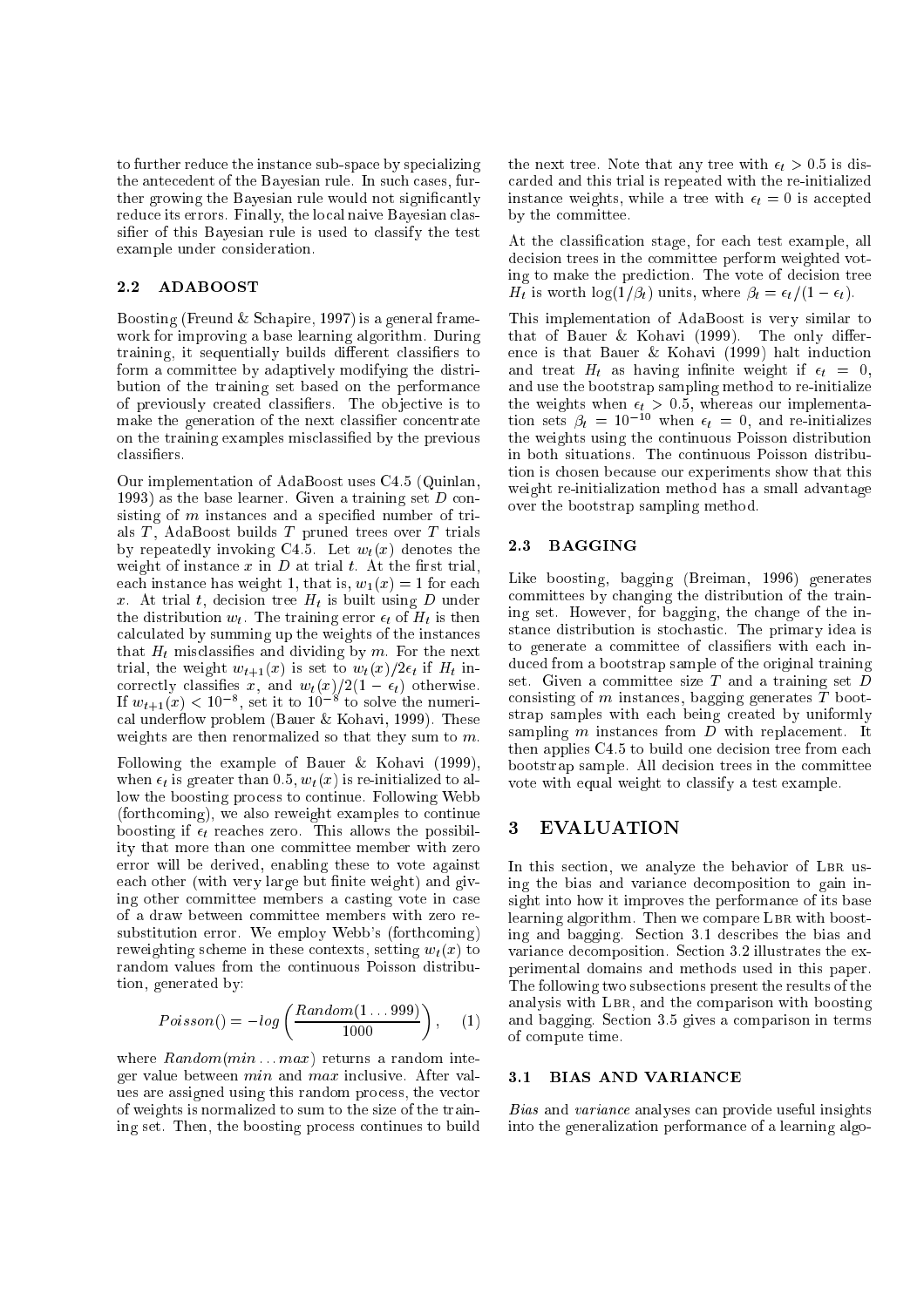to further reduce the instance sub-space by specializing the antecedent of the Bayesian rule. In such cases, further growing the Bayesian rule would not significantly reduce its errors. Finally, the local naive Bayesian classifier of this Bayesian rule is used to classify the test example under consideration.

### 2.2 ADABOOST

Boosting (Freund & Schapire, 1997) is a general framework for improving a base learning algorithm. During training, it sequentially builds different classifiers to form a committee by adaptively modifying the distribution of the training set based on the performance of previously created classifiers. The objective is to make the generation of the next classifier concentrate on the training examples misclassified by the previous classifiers.

Our implementation of AdaBoost uses C4.5 (Quinlan, 1993) as the base learner. Given a training set $D$ consisting of $m$ instances and a specified number of trials $T$, AdaBoost builds $T$ pruned trees over $T$ trials by repeatedly invoking C4.5. Let $w_t(x)$ denotes the weight of instance $x$ in $D$ at trial $t$. At the first trial, each instance has weight 1, that is, $w_1(x) = 1$ for each $x$. At trial $t$, decision tree $H_t$ is built using $D$ under the distribution $w_t$. The training error $\epsilon_t$ of $H_t$ is then calculated by summing up the weights of the instances that $H_t$ misclassifies and dividing by $m$. For the next trial, the weight $w_{t+1}(x)$ is set to $w_t(x)/2\epsilon_t$ if $H_t$ incorrectly classifies $x$, and $w_t(x)/2(1-\epsilon_t)$ otherwise. If $w_{t+1}(x) < 10^{-8}$, set it to $10^{-8}$ to solve the numerical underflow problem (Bauer & Kohavi, 1999). These weights are then renormalized so that they sum to $m$.

Following the example of Bauer & Kohavi (1999), when $\epsilon_t$ is greater than 0.5, $w_t(x)$ is re-initialized to allow the boosting process to continue. Following Webb (forthcoming), we also reweight examples to continue boosting if $\epsilon_t$ reaches zero. This allows the possibility that more than one committee member with zero error will be derived, enabling these to vote against each other (with very large but finite weight) and giving other committee members a casting vote in case of a draw between committee members with zero resubstitution error. We employ Webb's (forthcoming) reweighting scheme in these contexts, setting $w_t(x)$ to random values from the continuous Poisson distribution, generated by:

$$Poisson() = -log\left(\frac{Random(1\ldots999)}{1000}\right), \quad (1)$$

where $Random(min\ldots max)$ returns a random integer value between $min$ and $max$ inclusive. After values are assigned using this random process, the vector of weights is normalized to sum to the size of the training set. Then, the boosting process continues to build the next tree. Note that any tree with $\epsilon_t > 0.5$ is discarded and this trial is repeated with the re-initialized instance weights, while a tree with $\epsilon_t = 0$ is accepted by the committee.

At the classification stage, for each test example, all decision trees in the committee perform weighted voting to make the prediction. The vote of decision tree $H_t$ is worth $\log(1/\beta_t)$ units, where $\beta_t = \epsilon_t/(1-\epsilon_t)$.

This implementation of AdaBoost is very similar to that of Bauer & Kohavi (1999). The only difference is that Bauer & Kohavi (1999) halt induction and treat $H_t$ as having infinite weight if $\epsilon_t = 0$, and use the bootstrap sampling method to re-initialize the weights when $\epsilon_t > 0.5$, whereas our implementation sets $\beta_t = 10^{-10}$ when $\epsilon_t = 0$, and re-initializes the weights using the continuous Poisson distribution in both situations. The continuous Poisson distribution is chosen because our experiments show that this weight re-initialization method has a small advantage over the bootstrap sampling method.

### 2.3 BAGGING

Like boosting, bagging (Breiman, 1996) generates committees by changing the distribution of the training set. However, for bagging, the change of the instance distribution is stochastic. The primary idea is to generate a committee of classifiers with each induced from a bootstrap sample of the original training set. Given a committee size $T$ and a training set $D$ consisting of $m$ instances, bagging generates $T$ bootstrap samples with each being created by uniformly sampling $m$ instances from $D$ with replacement. It then applies C4.5 to build one decision tree from each bootstrap sample. All decision trees in the committee vote with equal weight to classify a test example.

## 3 EVALUATION

In this section, we analyze the behavior of LBR using the bias and variance decomposition to gain insight into how it improves the performance of its base learning algorithm. Then we compare LBR with boosting and bagging. Section 3.1 describes the bias and variance decomposition. Section 3.2 illustrates the experimental domains and methods used in this paper. The following two subsections present the results of the analysis with LBR, and the comparison with boosting and bagging. Section 3.5 gives a comparison in terms of compute time.

### 3.1 BIAS AND VARIANCE

*Bias* and *variance* analyses can provide useful insights into the generalization performance of a learning algo-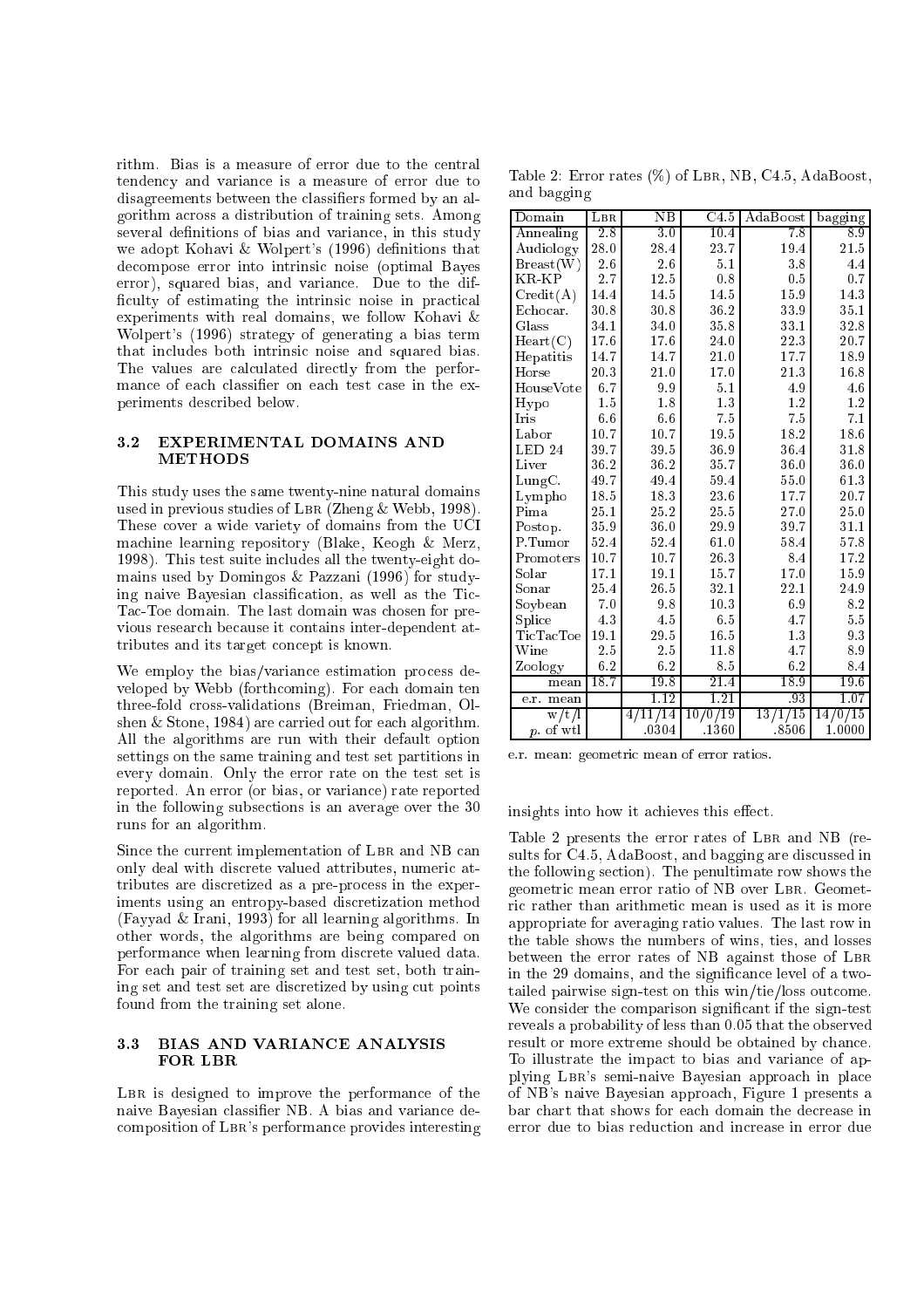rithm. Bias is a measure of error due to the central tendency and variance is a measure of error due to disagreements between the classifiers formed by an algorithm across a distribution of training sets. Among several definitions of bias and variance, in this study we adopt Kohavi & Wolpert's (1996) definitions that decompose error into intrinsic noise (optimal Bayes error), squared bias, and variance. Due to the difficulty of estimating the intrinsic noise in practical experiments with real domains, we follow Kohavi & Wolpert's (1996) strategy of generating a bias term that includes both intrinsic noise and squared bias. The values are calculated directly from the performance of each classifier on each test case in the experiments described below.

### 3.2 EXPERIMENTAL DOMAINS AND METHODS

This study uses the same twenty-nine natural domains used in previous studies of LBR (Zheng & Webb, 1998). These cover a wide variety of domains from the UCI machine learning repository (Blake, Keogh & Merz, 1998). This test suite includes all the twenty-eight domains used by Domingos & Pazzani (1996) for studying naive Bayesian classification, as well as the Tic-Tac-Toe domain. The last domain was chosen for previous research because it contains inter-dependent attributes and its target concept is known.

We employ the bias/variance estimation process developed by Webb (forthcoming). For each domain ten three-fold cross-validations (Breiman, Friedman, Olshen & Stone, 1984) are carried out for each algorithm. All the algorithms are run with their default option settings on the same training and test set partitions in every domain. Only the error rate on the test set is reported. An error (or bias, or variance) rate reported in the following subsections is an average over the 30 runs for an algorithm.

Since the current implementation of LBR and NB can only deal with discrete valued attributes, numeric attributes are discretized as a pre-process in the experiments using an entropy-based discretization method (Fayyad & Irani, 1993) for all learning algorithms. In other words, the algorithms are being compared on performance when learning from discrete valued data. For each pair of training set and test set, both training set and test set are discretized by using cut points found from the training set alone.

### 3.3 BIAS AND VARIANCE ANALYSIS FOR LBR

LBR is designed to improve the performance of the naive Bayesian classifier NB. A bias and variance decomposition of LBR's performance provides interesting insights into how it achieves this effect.

Table 2: Error rates (%) of LBR, NB, C4.5, AdaBoost, and bagging

| Domain | LBR | NB | C4.5 | AdaBoost | bagging |
|---|---|---|---|---|---|
| Annealing | 2.8 | 3.0 | 10.4 | 7.8 | 8.9 |
| Audiology | 28.0 | 28.4 | 23.7 | 19.4 | 21.5 |
| Breast(W) | 2.6 | 2.6 | 5.1 | 3.8 | 4.4 |
| KR-KP | 2.7 | 12.5 | 0.8 | 0.5 | 0.7 |
| Credit(A) | 14.4 | 14.5 | 14.5 | 15.9 | 14.3 |
| Echocar. | 30.8 | 30.8 | 36.2 | 33.9 | 35.1 |
| Glass | 34.1 | 34.0 | 35.8 | 33.1 | 32.8 |
| Heart(C) | 17.6 | 17.6 | 24.0 | 22.3 | 20.7 |
| Hepatitis | 14.7 | 14.7 | 21.0 | 17.7 | 18.9 |
| Horse | 20.3 | 21.0 | 17.0 | 21.3 | 16.8 |
| HouseVote | 6.7 | 9.9 | 5.1 | 4.9 | 4.6 |
| Hypo | 1.5 | 1.8 | 1.3 | 1.2 | 1.2 |
| Iris | 6.6 | 6.6 | 7.5 | 7.5 | 7.1 |
| Labor | 10.7 | 10.7 | 19.5 | 18.2 | 18.6 |
| LED 24 | 39.7 | 39.5 | 36.9 | 36.4 | 31.8 |
| Liver | 36.2 | 36.2 | 35.7 | 36.0 | 36.0 |
| LungC. | 49.7 | 49.4 | 59.4 | 55.0 | 61.3 |
| Lympho | 18.5 | 18.3 | 23.6 | 17.7 | 20.7 |
| Pima | 25.1 | 25.2 | 25.5 | 27.0 | 25.0 |
| Postop. | 35.9 | 36.0 | 29.9 | 39.7 | 31.1 |
| P.Tumor | 52.4 | 52.4 | 61.0 | 58.4 | 57.8 |
| Promoters | 10.7 | 10.7 | 26.3 | 8.4 | 17.2 |
| Solar | 17.1 | 19.1 | 15.7 | 17.0 | 15.9 |
| Sonar | 25.4 | 26.5 | 32.1 | 22.1 | 24.9 |
| Soybean | 7.0 | 9.8 | 10.3 | 6.9 | 8.2 |
| Splice | 4.3 | 4.5 | 6.5 | 4.7 | 5.5 |
| TicTacToe | 19.1 | 29.5 | 16.5 | 1.3 | 9.3 |
| Wine | 2.5 | 2.5 | 11.8 | 4.7 | 8.9 |
| Zoology | 6.2 | 6.2 | 8.5 | 6.2 | 8.4 |
| mean | 18.7 | 19.8 | 21.4 | 18.9 | 19.6 |
| e.r. mean | | 1.12 | 1.21 | .93 | 1.07 |
| w/t/l | | 4/11/14 | 10/0/19 | 13/1/15 | 14/0/15 |
| *p*. of wtl | | .0304 | .1360 | .8506 | 1.0000 |

e.r. mean: geometric mean of error ratios.

Table 2 presents the error rates of LBR and NB (results for C4.5, AdaBoost, and bagging are discussed in the following section). The penultimate row shows the geometric mean error ratio of NB over LBR. Geometric rather than arithmetic mean is used as it is more appropriate for averaging ratio values. The last row in the table shows the numbers of wins, ties, and losses between the error rates of NB against those of LBR in the 29 domains, and the significance level of a two-tailed pairwise sign-test on this win/tie/loss outcome. We consider the comparison significant if the sign-test reveals a probability of less than 0.05 that the observed result or more extreme should be obtained by chance. To illustrate the impact to bias and variance of applying LBR's semi-naive Bayesian approach in place of NB's naive Bayesian approach, Figure 1 presents a bar chart that shows for each domain the decrease in error due to bias reduction and increase in error due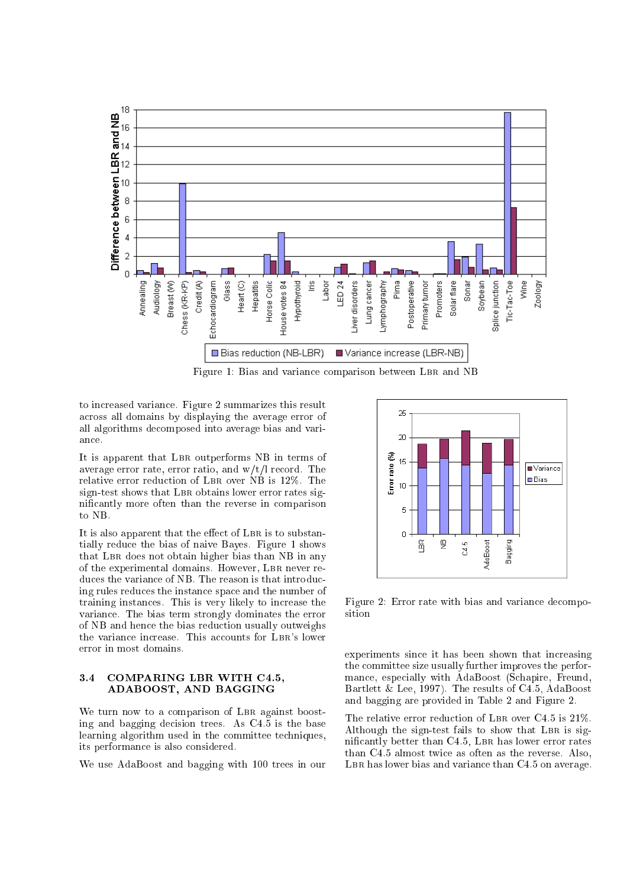Figure 1: Bias and variance comparison between LBR and NB

to increased variance. Figure 2 summarizes this result across all domains by displaying the average error of all algorithms decomposed into average bias and variance.

It is apparent that LBR outperforms NB in terms of average error rate, error ratio, and w/t/l record. The relative error reduction of LBR over NB is 12%. The sign-test shows that LBR obtains lower error rates significantly more often than the reverse in comparison to NB.

It is also apparent that the effect of LBR is to substantially reduce the bias of naive Bayes. Figure 1 shows that LBR does not obtain higher bias than NB in any of the experimental domains. However, LBR never reduces the variance of NB. The reason is that introducing rules reduces the instance space and the number of training instances. This is very likely to increase the variance. The bias term strongly dominates the error of NB and hence the bias reduction usually outweighs the variance increase. This accounts for LBR's lower error in most domains.

### 3.4 COMPARING LBR WITH C4.5, ADABOOST, AND BAGGING

We turn now to a comparison of LBR against boosting and bagging decision trees. As C4.5 is the base learning algorithm used in the committee techniques, its performance is also considered.

We use AdaBoost and bagging with 100 trees in our experiments since it has been shown that increasing the committee size usually further improves the performance, especially with AdaBoost (Schapire, Freund, Bartlett & Lee, 1997). The results of C4.5, AdaBoost and bagging are provided in Table 2 and Figure 2.

Figure 2: Error rate with bias and variance decomposition

The relative error reduction of LBR over C4.5 is 21%. Although the sign-test fails to show that LBR is significantly better than C4.5, LBR has lower error rates than C4.5 almost twice as often as the reverse. Also, LBR has lower bias and variance than C4.5 on average.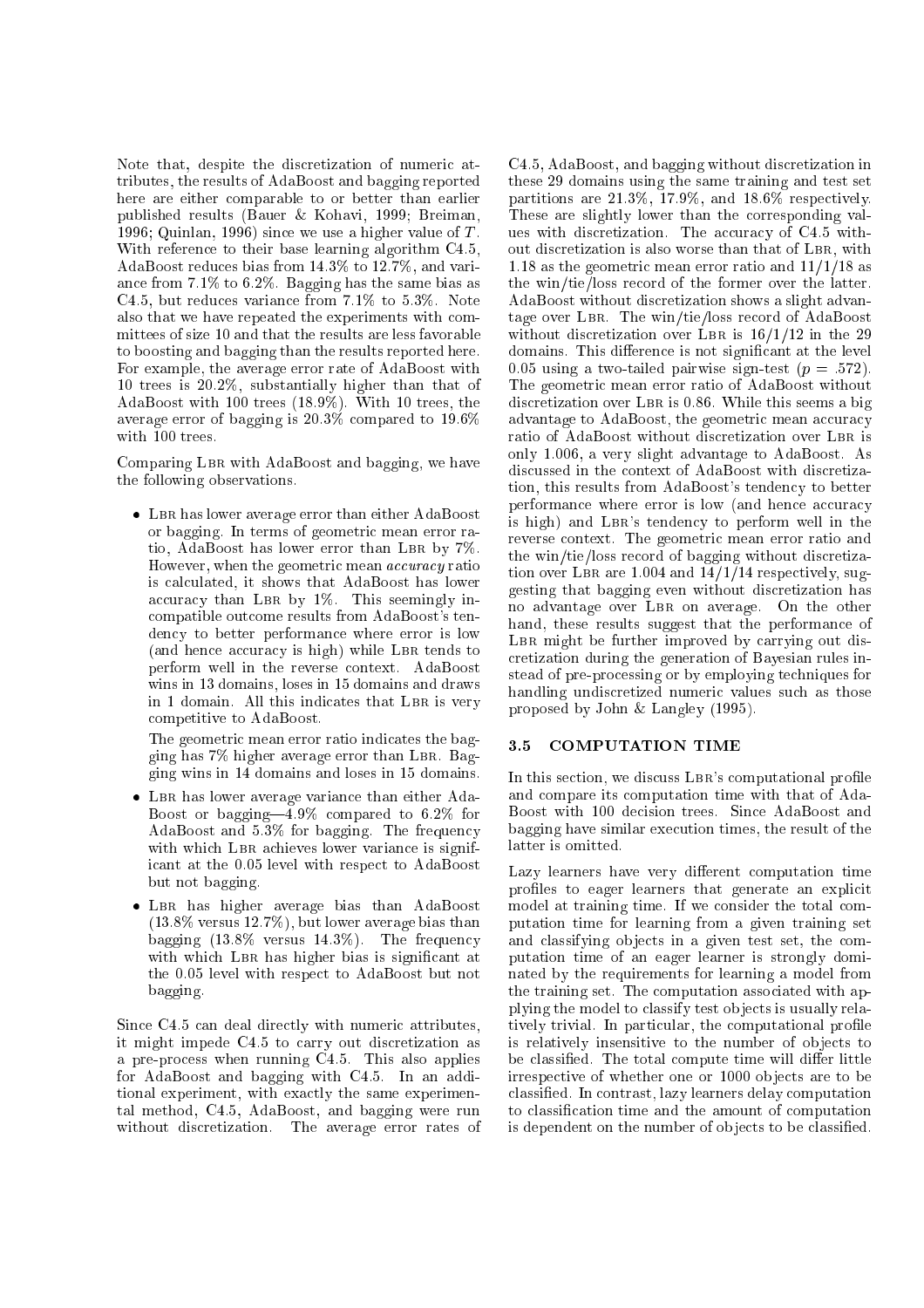Note that, despite the discretization of numeric attributes, the results of AdaBoost and bagging reported here are either comparable to or better than earlier published results (Bauer & Kohavi, 1999; Breiman, 1996; Quinlan, 1996) since we use a higher value of $T$. With reference to their base learning algorithm C4.5, AdaBoost reduces bias from 14.3% to 12.7%, and variance from 7.1% to 6.2%. Bagging has the same bias as C4.5, but reduces variance from 7.1% to 5.3%. Note also that we have repeated the experiments with committees of size 10 and that the results are less favorable to boosting and bagging than the results reported here. For example, the average error rate of AdaBoost with 10 trees is 20.2%, substantially higher than that of AdaBoost with 100 trees (18.9%). With 10 trees, the average error of bagging is 20.3% compared to 19.6% with 100 trees.

Comparing LBR with AdaBoost and bagging, we have the following observations.

- LBR has lower average error than either AdaBoost or bagging. In terms of geometric mean error ratio, AdaBoost has lower error than LBR by 7%. However, when the geometric mean *accuracy* ratio is calculated, it shows that AdaBoost has lower accuracy than LBR by 1%. This seemingly incompatible outcome results from AdaBoost's tendency to better performance where error is low (and hence accuracy is high) while LBR tends to perform well in the reverse context. AdaBoost wins in 13 domains, loses in 15 domains and draws in 1 domain. All this indicates that LBR is very competitive to AdaBoost.

  The geometric mean error ratio indicates the bagging has 7% higher average error than LBR. Bagging wins in 14 domains and loses in 15 domains.

- LBR has lower average variance than either AdaBoost or bagging—4.9% compared to 6.2% for AdaBoost and 5.3% for bagging. The frequency with which LBR achieves lower variance is significant at the 0.05 level with respect to AdaBoost but not bagging.

- LBR has higher average bias than AdaBoost (13.8% versus 12.7%), but lower average bias than bagging (13.8% versus 14.3%). The frequency with which LBR has higher bias is significant at the 0.05 level with respect to AdaBoost but not bagging.

Since C4.5 can deal directly with numeric attributes, it might impede C4.5 to carry out discretization as a pre-process when running C4.5. This also applies for AdaBoost and bagging with C4.5. In an additional experiment, with exactly the same experimental method, C4.5, AdaBoost, and bagging were run without discretization. The average error rates of C4.5, AdaBoost, and bagging without discretization in these 29 domains using the same training and test set partitions are 21.3%, 17.9%, and 18.6% respectively. These are slightly lower than the corresponding values with discretization. The accuracy of C4.5 without discretization is also worse than that of LBR, with 1.18 as the geometric mean error ratio and 11/1/18 as the win/tie/loss record of the former over the latter. AdaBoost without discretization shows a slight advantage over LBR. The win/tie/loss record of AdaBoost without discretization over LBR is 16/1/12 in the 29 domains. This difference is not significant at the level 0.05 using a two-tailed pairwise sign-test ($p = .572$). The geometric mean error ratio of AdaBoost without discretization over LBR is 0.86. While this seems a big advantage to AdaBoost, the geometric mean accuracy ratio of AdaBoost without discretization over LBR is only 1.006, a very slight advantage to AdaBoost. As discussed in the context of AdaBoost with discretization, this results from AdaBoost's tendency to better performance where error is low (and hence accuracy is high) and LBR's tendency to perform well in the reverse context. The geometric mean error ratio and the win/tie/loss record of bagging without discretization over LBR are 1.004 and 14/1/14 respectively, suggesting that bagging even without discretization has no advantage over LBR on average. On the other hand, these results suggest that the performance of LBR might be further improved by carrying out discretization during the generation of Bayesian rules instead of pre-processing or by employing techniques for handling undiscretized numeric values such as those proposed by John & Langley (1995).

### 3.5 COMPUTATION TIME

In this section, we discuss LBR's computational profile and compare its computation time with that of AdaBoost with 100 decision trees. Since AdaBoost and bagging have similar execution times, the result of the latter is omitted.

Lazy learners have very different computation time profiles to eager learners that generate an explicit model at training time. If we consider the total computation time for learning from a given training set and classifying objects in a given test set, the computation time of an eager learner is strongly dominated by the requirements for learning a model from the training set. The computation associated with applying the model to classify test objects is usually relatively trivial. In particular, the computational profile is relatively insensitive to the number of objects to be classified. The total compute time will differ little irrespective of whether one or 1000 objects are to be classified. In contrast, lazy learners delay computation to classification time and the amount of computation is dependent on the number of objects to be classified.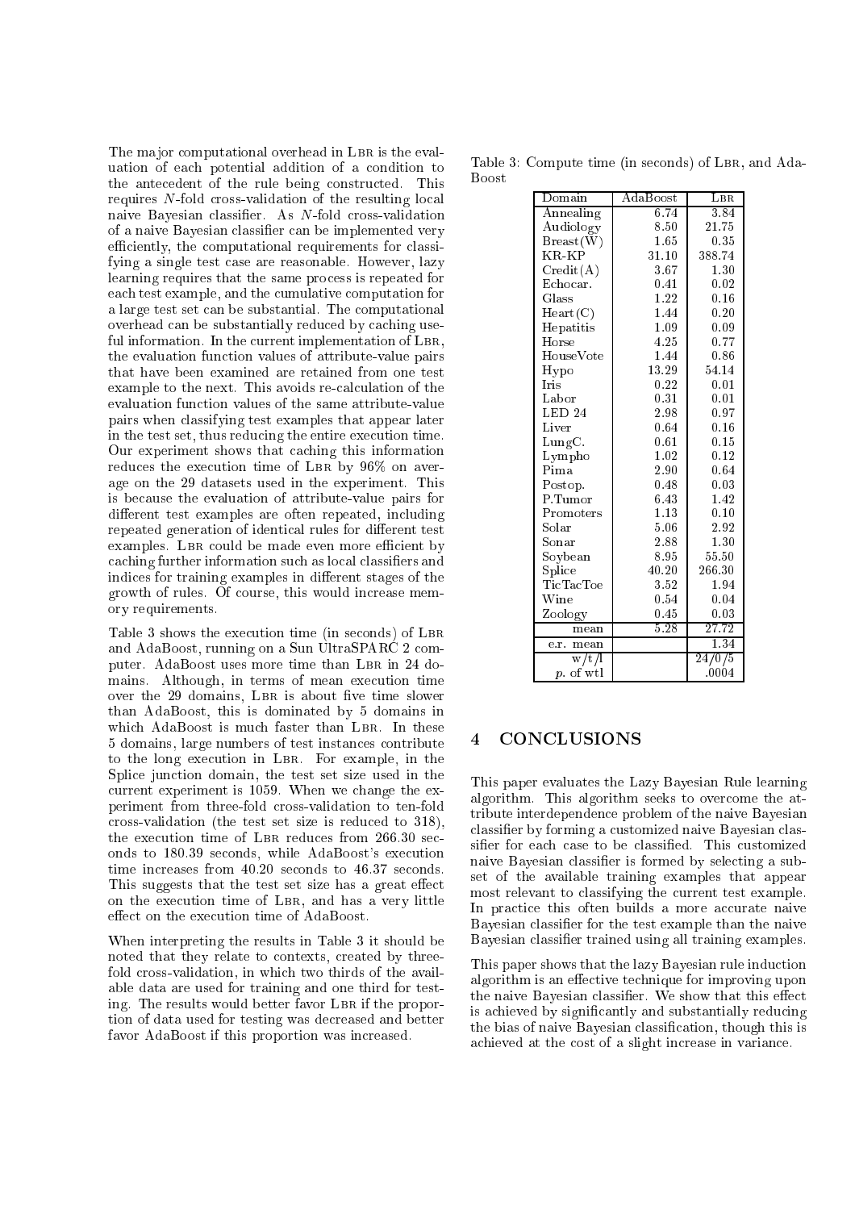The major computational overhead in LBR is the evaluation of each potential addition of a condition to the antecedent of the rule being constructed. This requires $N$-fold cross-validation of the resulting local naive Bayesian classifier. As $N$-fold cross-validation of a naive Bayesian classifier can be implemented very efficiently, the computational requirements for classifying a single test case are reasonable. However, lazy learning requires that the same process is repeated for each test example, and the cumulative computation for a large test set can be substantial. The computational overhead can be substantially reduced by caching useful information. In the current implementation of LBR, the evaluation function values of attribute-value pairs that have been examined are retained from one test example to the next. This avoids re-calculation of the evaluation function values of the same attribute-value pairs when classifying test examples that appear later in the test set, thus reducing the entire execution time. Our experiment shows that caching this information reduces the execution time of LBR by 96% on average on the 29 datasets used in the experiment. This is because the evaluation of attribute-value pairs for different test examples are often repeated, including repeated generation of identical rules for different test examples. LBR could be made even more efficient by caching further information such as local classifiers and indices for training examples in different stages of the growth of rules. Of course, this would increase memory requirements.

Table 3 shows the execution time (in seconds) of LBR and AdaBoost, running on a Sun UltraSPARC 2 computer. AdaBoost uses more time than LBR in 24 domains. Although, in terms of mean execution time over the 29 domains, LBR is about five time slower than AdaBoost, this is dominated by 5 domains in which AdaBoost is much faster than LBR. In these 5 domains, large numbers of test instances contribute to the long execution in LBR. For example, in the Splice junction domain, the test set size used in the current experiment is 1059. When we change the experiment from three-fold cross-validation to ten-fold cross-validation (the test set size is reduced to 318), the execution time of LBR reduces from 266.30 seconds to 180.39 seconds, while AdaBoost's execution time increases from 40.20 seconds to 46.37 seconds. This suggests that the test set size has a great effect on the execution time of LBR, and has a very little effect on the execution time of AdaBoost.

When interpreting the results in Table 3 it should be noted that they relate to contexts, created by three-fold cross-validation, in which two thirds of the available data are used for training and one third for testing. The results would better favor LBR if the proportion of data used for testing was decreased and better favor AdaBoost if this proportion was increased.

Table 3: Compute time (in seconds) of LBR, and AdaBoost

| Domain | AdaBoost | LBR |
|---|---|---|
| Annealing | 6.74 | 3.84 |
| Audiology | 8.50 | 21.75 |
| Breast(W) | 1.65 | 0.35 |
| KR-KP | 31.10 | 388.74 |
| Credit(A) | 3.67 | 1.30 |
| Echocar. | 0.41 | 0.02 |
| Glass | 1.22 | 0.16 |
| Heart(C) | 1.44 | 0.20 |
| Hepatitis | 1.09 | 0.09 |
| Horse | 4.25 | 0.77 |
| HouseVote | 1.44 | 0.86 |
| Hypo | 13.29 | 54.14 |
| Iris | 0.22 | 0.01 |
| Labor | 0.31 | 0.01 |
| LED 24 | 2.98 | 0.97 |
| Liver | 0.64 | 0.16 |
| LungC. | 0.61 | 0.15 |
| Lympho | 1.02 | 0.12 |
| Pima | 2.90 | 0.64 |
| Postop. | 0.48 | 0.03 |
| P.Tumor | 6.43 | 1.42 |
| Promoters | 1.13 | 0.10 |
| Solar | 5.06 | 2.92 |
| Sonar | 2.88 | 1.30 |
| Soybean | 8.95 | 55.50 |
| Splice | 40.20 | 266.30 |
| TicTacToe | 3.52 | 1.94 |
| Wine | 0.54 | 0.04 |
| Zoology | 0.45 | 0.03 |
| mean | 5.28 | 27.72 |
| e.r. mean | | 1.34 |
| w/t/l | | 24/0/5 |
| *p*. of wtl | | .0004 |

## 4 CONCLUSIONS

This paper evaluates the Lazy Bayesian Rule learning algorithm. This algorithm seeks to overcome the attribute interdependence problem of the naive Bayesian classifier by forming a customized naive Bayesian classifier for each case to be classified. This customized naive Bayesian classifier is formed by selecting a subset of the available training examples that appear most relevant to classifying the current test example. In practice this often builds a more accurate naive Bayesian classifier for the test example than the naive Bayesian classifier trained using all training examples.

This paper shows that the lazy Bayesian rule induction algorithm is an effective technique for improving upon the naive Bayesian classifier. We show that this effect is achieved by significantly and substantially reducing the bias of naive Bayesian classification, though this is achieved at the cost of a slight increase in variance.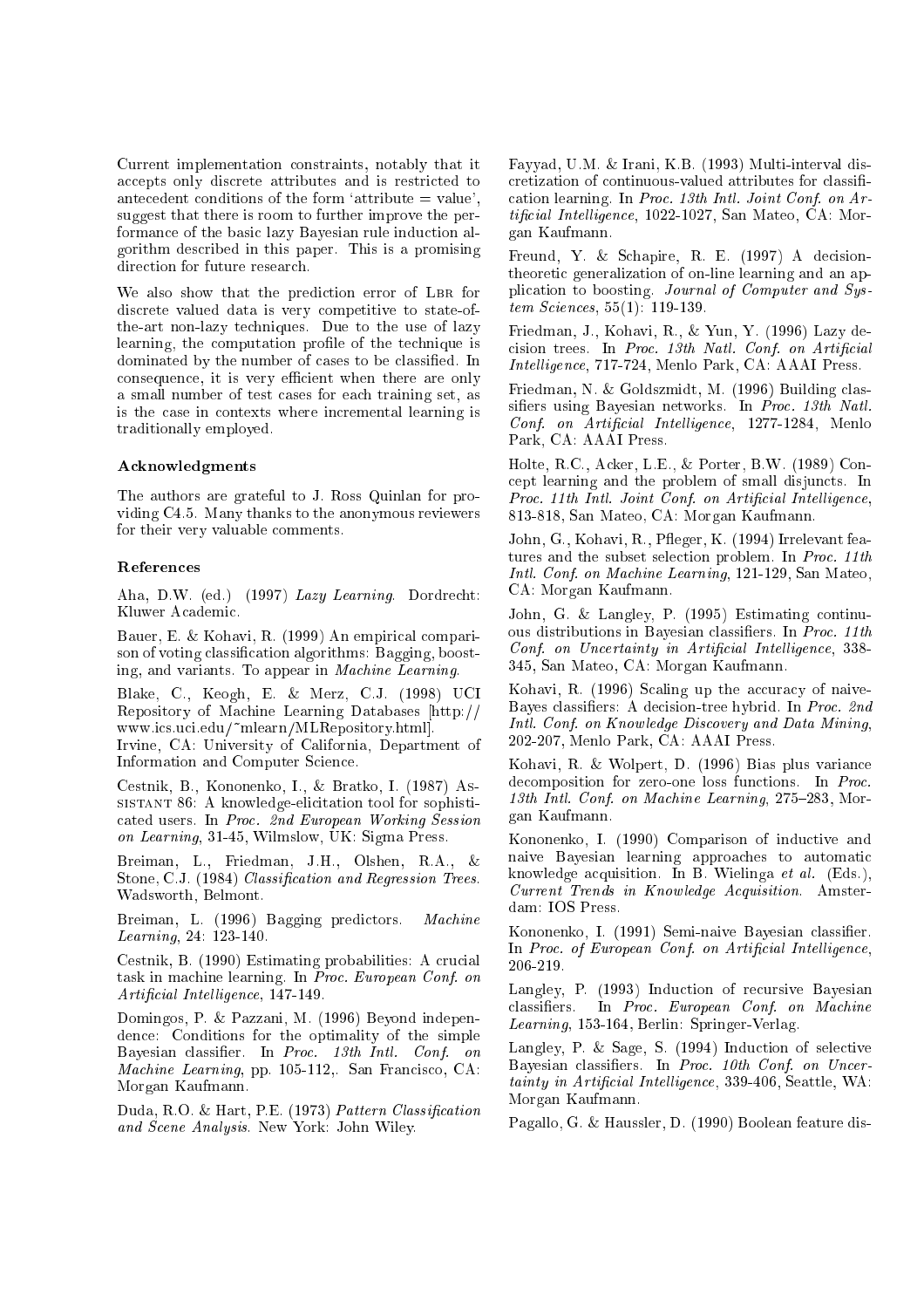Current implementation constraints, notably that it accepts only discrete attributes and is restricted to antecedent conditions of the form 'attribute = value', suggest that there is room to further improve the performance of the basic lazy Bayesian rule induction algorithm described in this paper. This is a promising direction for future research.

We also show that the prediction error of LBR for discrete valued data is very competitive to state-of-the-art non-lazy techniques. Due to the use of lazy learning, the computation profile of the technique is dominated by the number of cases to be classified. In consequence, it is very efficient when there are only a small number of test cases for each training set, as is the case in contexts where incremental learning is traditionally employed.

### Acknowledgments

The authors are grateful to J. Ross Quinlan for providing C4.5. Many thanks to the anonymous reviewers for their very valuable comments.

### References

Aha, D.W. (ed.) (1997) *Lazy Learning*. Dordrecht: Kluwer Academic.

Bauer, E. & Kohavi, R. (1999) An empirical comparison of voting classification algorithms: Bagging, boosting, and variants. To appear in *Machine Learning*.

Blake, C., Keogh, E. & Merz, C.J. (1998) UCI Repository of Machine Learning Databases [http://www.ics.uci.edu/~mlearn/MLRepository.html]. Irvine, CA: University of California, Department of Information and Computer Science.

Cestnik, B., Kononenko, I., & Bratko, I. (1987) Assistant 86: A knowledge-elicitation tool for sophisticated users. In *Proc. 2nd European Working Session on Learning*, 31-45, Wilmslow, UK: Sigma Press.

Breiman, L., Friedman, J.H., Olshen, R.A., & Stone, C.J. (1984) *Classification and Regression Trees*. Wadsworth, Belmont.

Breiman, L. (1996) Bagging predictors. *Machine Learning*, 24: 123-140.

Cestnik, B. (1990) Estimating probabilities: A crucial task in machine learning. In *Proc. European Conf. on Artificial Intelligence*, 147-149.

Domingos, P. & Pazzani, M. (1996) Beyond independence: Conditions for the optimality of the simple Bayesian classifier. In *Proc. 13th Intl. Conf. on Machine Learning*, pp. 105-112,. San Francisco, CA: Morgan Kaufmann.

Duda, R.O. & Hart, P.E. (1973) *Pattern Classification and Scene Analysis*. New York: John Wiley.

Fayyad, U.M. & Irani, K.B. (1993) Multi-interval discretization of continuous-valued attributes for classification learning. In *Proc. 13th Intl. Joint Conf. on Artificial Intelligence*, 1022-1027, San Mateo, CA: Morgan Kaufmann.

Freund, Y. & Schapire, R. E. (1997) A decision-theoretic generalization of on-line learning and an application to boosting. *Journal of Computer and System Sciences*, 55(1): 119-139.

Friedman, J., Kohavi, R., & Yun, Y. (1996) Lazy decision trees. In *Proc. 13th Natl. Conf. on Artificial Intelligence*, 717-724, Menlo Park, CA: AAAI Press.

Friedman, N. & Goldszmidt, M. (1996) Building classifiers using Bayesian networks. In *Proc. 13th Natl. Conf. on Artificial Intelligence*, 1277-1284, Menlo Park, CA: AAAI Press.

Holte, R.C., Acker, L.E., & Porter, B.W. (1989) Concept learning and the problem of small disjuncts. In *Proc. 11th Intl. Joint Conf. on Artificial Intelligence*, 813-818, San Mateo, CA: Morgan Kaufmann.

John, G., Kohavi, R., Pfleger, K. (1994) Irrelevant features and the subset selection problem. In *Proc. 11th Intl. Conf. on Machine Learning*, 121-129, San Mateo, CA: Morgan Kaufmann.

John, G. & Langley, P. (1995) Estimating continuous distributions in Bayesian classifiers. In *Proc. 11th Conf. on Uncertainty in Artificial Intelligence*, 338-345, San Mateo, CA: Morgan Kaufmann.

Kohavi, R. (1996) Scaling up the accuracy of naive-Bayes classifiers: A decision-tree hybrid. In *Proc. 2nd Intl. Conf. on Knowledge Discovery and Data Mining*, 202-207, Menlo Park, CA: AAAI Press.

Kohavi, R. & Wolpert, D. (1996) Bias plus variance decomposition for zero-one loss functions. In *Proc. 13th Intl. Conf. on Machine Learning*, 275–283, Morgan Kaufmann.

Kononenko, I. (1990) Comparison of inductive and naive Bayesian learning approaches to automatic knowledge acquisition. In B. Wielinga *et al.* (Eds.), *Current Trends in Knowledge Acquisition*. Amsterdam: IOS Press.

Kononenko, I. (1991) Semi-naive Bayesian classifier. In *Proc. of European Conf. on Artificial Intelligence*, 206-219.

Langley, P. (1993) Induction of recursive Bayesian classifiers. In *Proc. European Conf. on Machine Learning*, 153-164, Berlin: Springer-Verlag.

Langley, P. & Sage, S. (1994) Induction of selective Bayesian classifiers. In *Proc. 10th Conf. on Uncertainty in Artificial Intelligence*, 339-406, Seattle, WA: Morgan Kaufmann.

Pagallo, G. & Haussler, D. (1990) Boolean feature dis-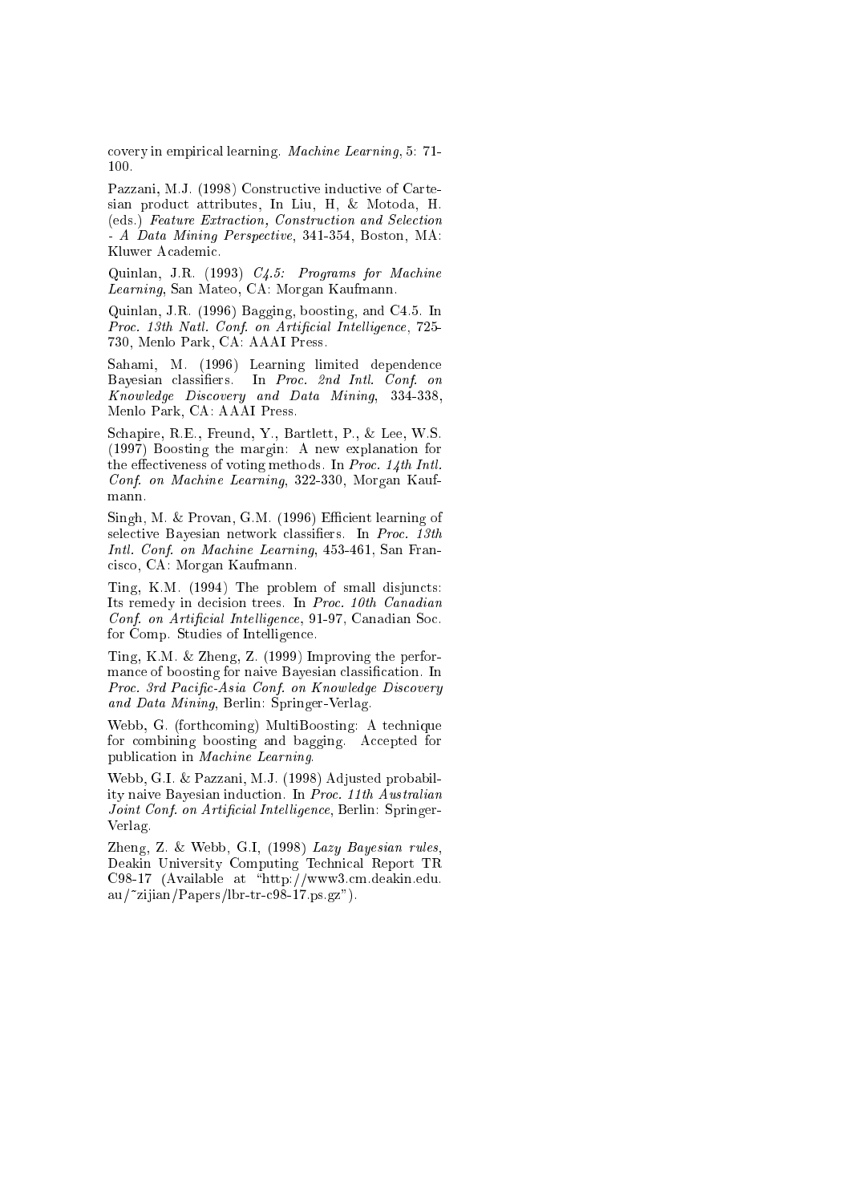covery in empirical learning. *Machine Learning*, 5: 71-100.

Pazzani, M.J. (1998) Constructive inductive of Cartesian product attributes, In Liu, H, & Motoda, H. (eds.) *Feature Extraction, Construction and Selection - A Data Mining Perspective*, 341-354, Boston, MA: Kluwer Academic.

Quinlan, J.R. (1993) *C4.5: Programs for Machine Learning*, San Mateo, CA: Morgan Kaufmann.

Quinlan, J.R. (1996) Bagging, boosting, and C4.5. In *Proc. 13th Natl. Conf. on Artificial Intelligence*, 725-730, Menlo Park, CA: AAAI Press.

Sahami, M. (1996) Learning limited dependence Bayesian classifiers. In *Proc. 2nd Intl. Conf. on Knowledge Discovery and Data Mining*, 334-338, Menlo Park, CA: AAAI Press.

Schapire, R.E., Freund, Y., Bartlett, P., & Lee, W.S. (1997) Boosting the margin: A new explanation for the effectiveness of voting methods. In *Proc. 14th Intl. Conf. on Machine Learning*, 322-330, Morgan Kaufmann.

Singh, M. & Provan, G.M. (1996) Efficient learning of selective Bayesian network classifiers. In *Proc. 13th Intl. Conf. on Machine Learning*, 453-461, San Francisco, CA: Morgan Kaufmann.

Ting, K.M. (1994) The problem of small disjuncts: Its remedy in decision trees. In *Proc. 10th Canadian Conf. on Artificial Intelligence*, 91-97, Canadian Soc. for Comp. Studies of Intelligence.

Ting, K.M. & Zheng, Z. (1999) Improving the performance of boosting for naive Bayesian classification. In *Proc. 3rd Pacific-Asia Conf. on Knowledge Discovery and Data Mining*, Berlin: Springer-Verlag.

Webb, G. (forthcoming) MultiBoosting: A technique for combining boosting and bagging. Accepted for publication in *Machine Learning*.

Webb, G.I. & Pazzani, M.J. (1998) Adjusted probability naive Bayesian induction. In *Proc. 11th Australian Joint Conf. on Artificial Intelligence*, Berlin: Springer-Verlag.

Zheng, Z. & Webb, G.I, (1998) *Lazy Bayesian rules*, Deakin University Computing Technical Report TR C98-17 (Available at "http://www3.cm.deakin.edu.au/~zijian/Papers/lbr-tr-c98-17.ps.gz").